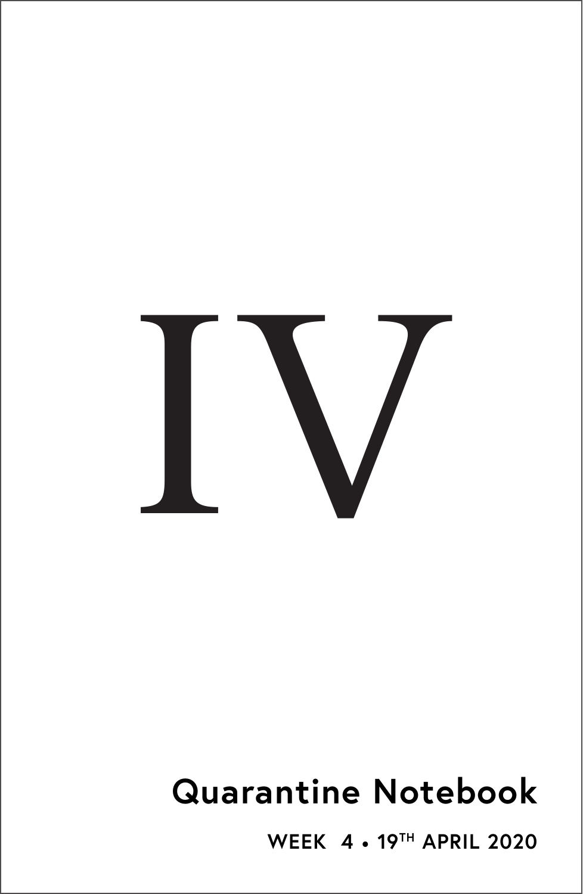# IV

## Quarantine Notebook

WEEK 4 • 19TH APRIL 2020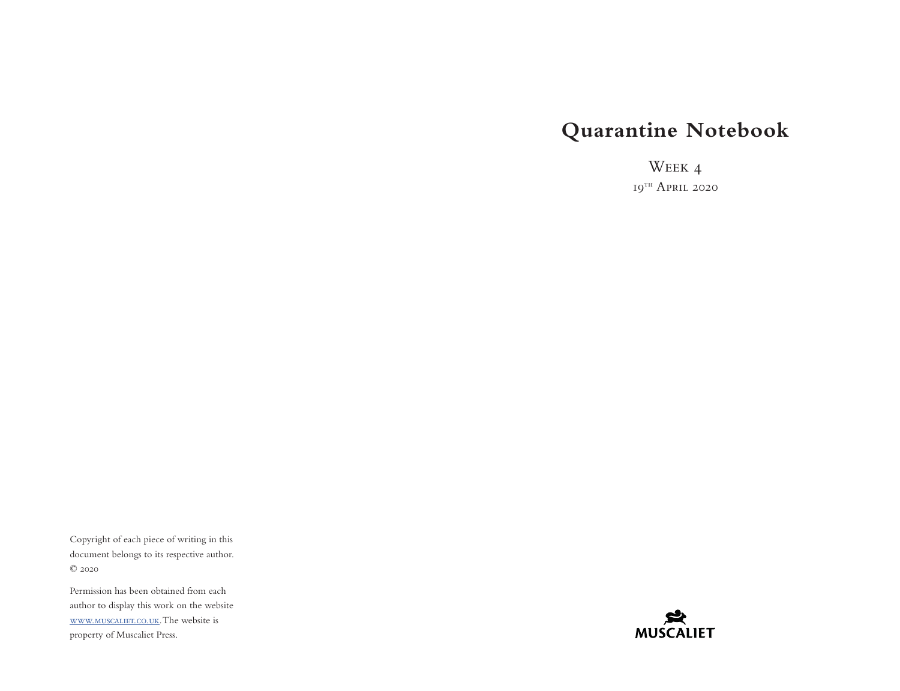# Quarantine Notebook

Week 4

19th April 2020

Copyright of each piece of writing in this document belongs to its respective author. © 2020

Permission has been obtained from each author to display this work on the website www.muscaliet.co.uk. The website is property of Muscaliet Press.

MUSCALIET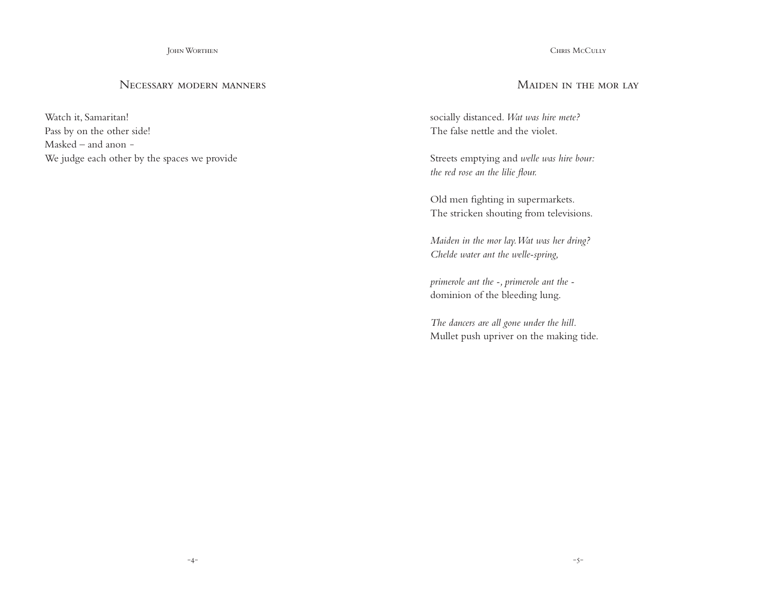JOHN WORTHEN

## Necessary modern manners

Watch it, Samaritan!  
Pass by on the other side!  
Masked – and anon -  
We judge each other by the spaces we provide

CHRIS MCCULLY

## Maiden in the mor lay

socially distanced. *Wat was hire mete?*  
The false nettle and the violet.

Streets emptying and *welle was hire bour:*  
*the red rose an the lilie flour.*

Old men fighting in supermarkets.  
The stricken shouting from televisions.

*Maiden in the mor lay. Wat was her dring?*  
*Chelde water ant the welle-spring,*

*primerole ant the -, primerole ant the -*  
dominion of the bleeding lung.

*The dancers are all gone under the hill.*  
Mullet push upriver on the making tide.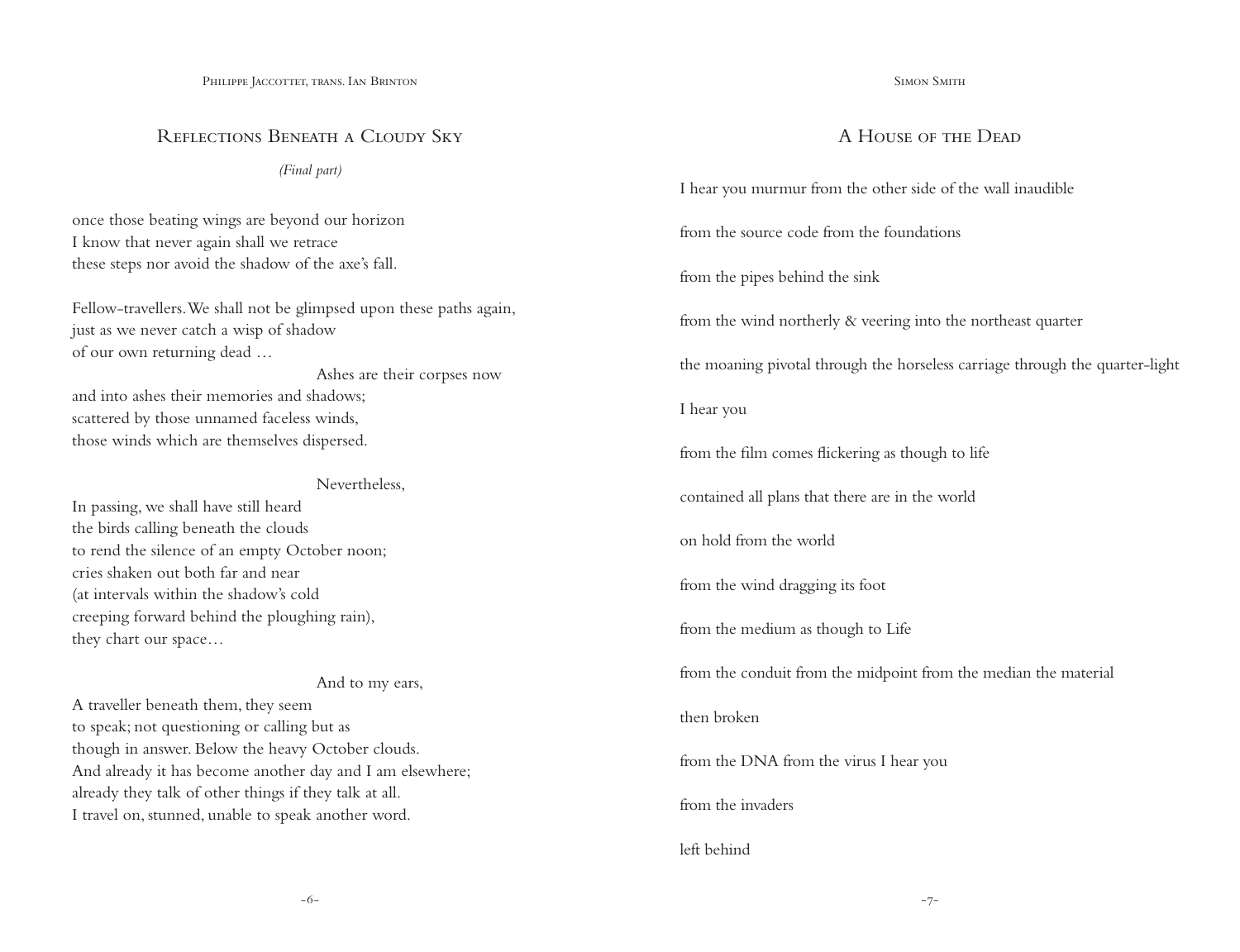Philippe Jaccottet, trans. Ian Brinton

## Reflections Beneath a Cloudy Sky

*(Final part)*

once those beating wings are beyond our horizon
I know that never again shall we retrace
these steps nor avoid the shadow of the axe's fall.

Fellow-travellers. We shall not be glimpsed upon these paths again,
just as we never catch a wisp of shadow
of our own returning dead …
                                        Ashes are their corpses now
and into ashes their memories and shadows;
scattered by those unnamed faceless winds,
those winds which are themselves dispersed.

                                        Nevertheless,
In passing, we shall have still heard
the birds calling beneath the clouds
to rend the silence of an empty October noon;
cries shaken out both far and near
(at intervals within the shadow's cold
creeping forward behind the ploughing rain),
they chart our space…

                                        And to my ears,
A traveller beneath them, they seem
to speak; not questioning or calling but as
though in answer. Below the heavy October clouds.
And already it has become another day and I am elsewhere;
already they talk of other things if they talk at all.
I travel on, stunned, unable to speak another word.

Simon Smith

## A House of the Dead

I hear you murmur from the other side of the wall inaudible

from the source code from the foundations

from the pipes behind the sink

from the wind northerly & veering into the northeast quarter

the moaning pivotal through the horseless carriage through the quarter-light

I hear you

from the film comes flickering as though to life

contained all plans that there are in the world

on hold from the world

from the wind dragging its foot

from the medium as though to Life

from the conduit from the midpoint from the median the material

then broken

from the DNA from the virus I hear you

from the invaders

left behind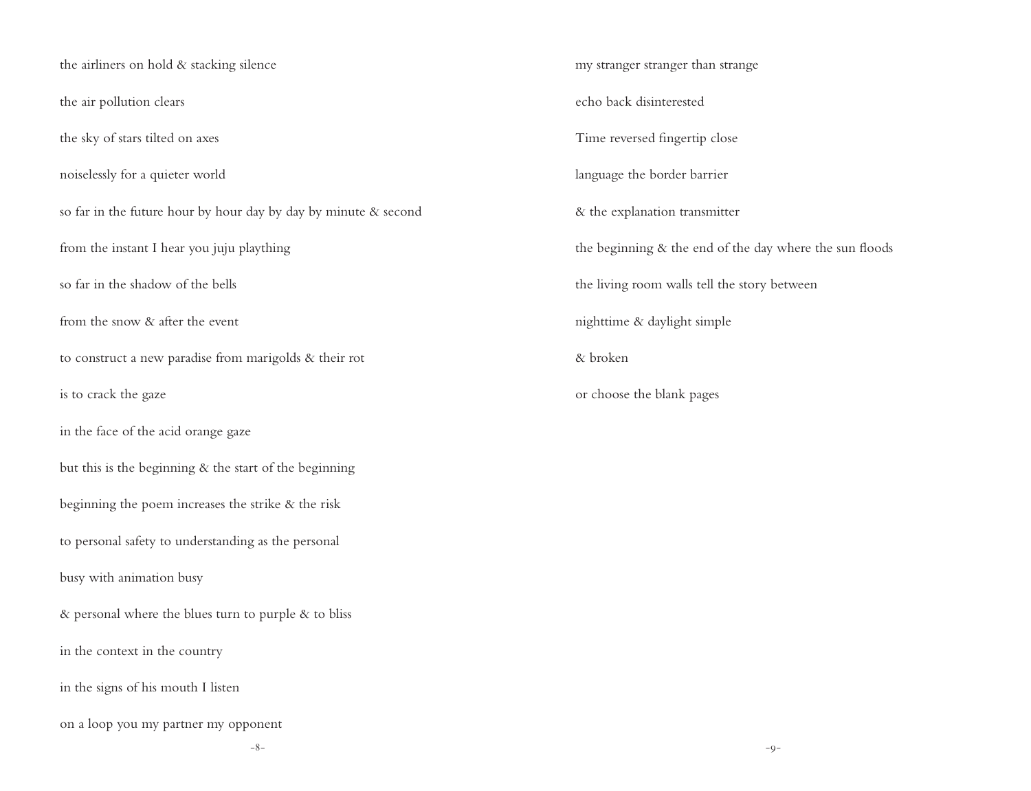the airliners on hold & stacking silence

the air pollution clears

the sky of stars tilted on axes

noiselessly for a quieter world

so far in the future hour by hour day by day by minute & second

from the instant I hear you juju plaything

so far in the shadow of the bells

from the snow & after the event

to construct a new paradise from marigolds & their rot

is to crack the gaze

in the face of the acid orange gaze

but this is the beginning & the start of the beginning

beginning the poem increases the strike & the risk

to personal safety to understanding as the personal

busy with animation busy

& personal where the blues turn to purple & to bliss

in the context in the country

in the signs of his mouth I listen

on a loop you my partner my opponent

my stranger stranger than strange

echo back disinterested

Time reversed fingertip close

language the border barrier

& the explanation transmitter

the beginning & the end of the day where the sun floods

the living room walls tell the story between

nighttime & daylight simple

& broken

or choose the blank pages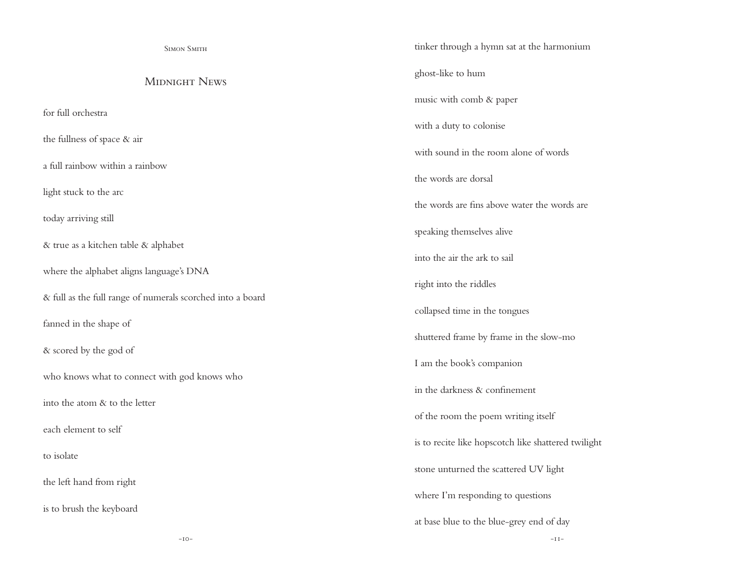Simon Smith

## Midnight News

for full orchestra

the fullness of space & air

a full rainbow within a rainbow

light stuck to the arc

today arriving still

& true as a kitchen table & alphabet

where the alphabet aligns language's DNA

& full as the full range of numerals scorched into a board

fanned in the shape of

& scored by the god of

who knows what to connect with god knows who

into the atom & to the letter

each element to self

to isolate

the left hand from right

is to brush the keyboard

tinker through a hymn sat at the harmonium

ghost-like to hum

music with comb & paper

with a duty to colonise

with sound in the room alone of words

the words are dorsal

the words are fins above water the words are

speaking themselves alive

into the air the ark to sail

right into the riddles

collapsed time in the tongues

shuttered frame by frame in the slow-mo

I am the book's companion

in the darkness & confinement

of the room the poem writing itself

is to recite like hopscotch like shattered twilight

stone unturned the scattered UV light

where I'm responding to questions

at base blue to the blue-grey end of day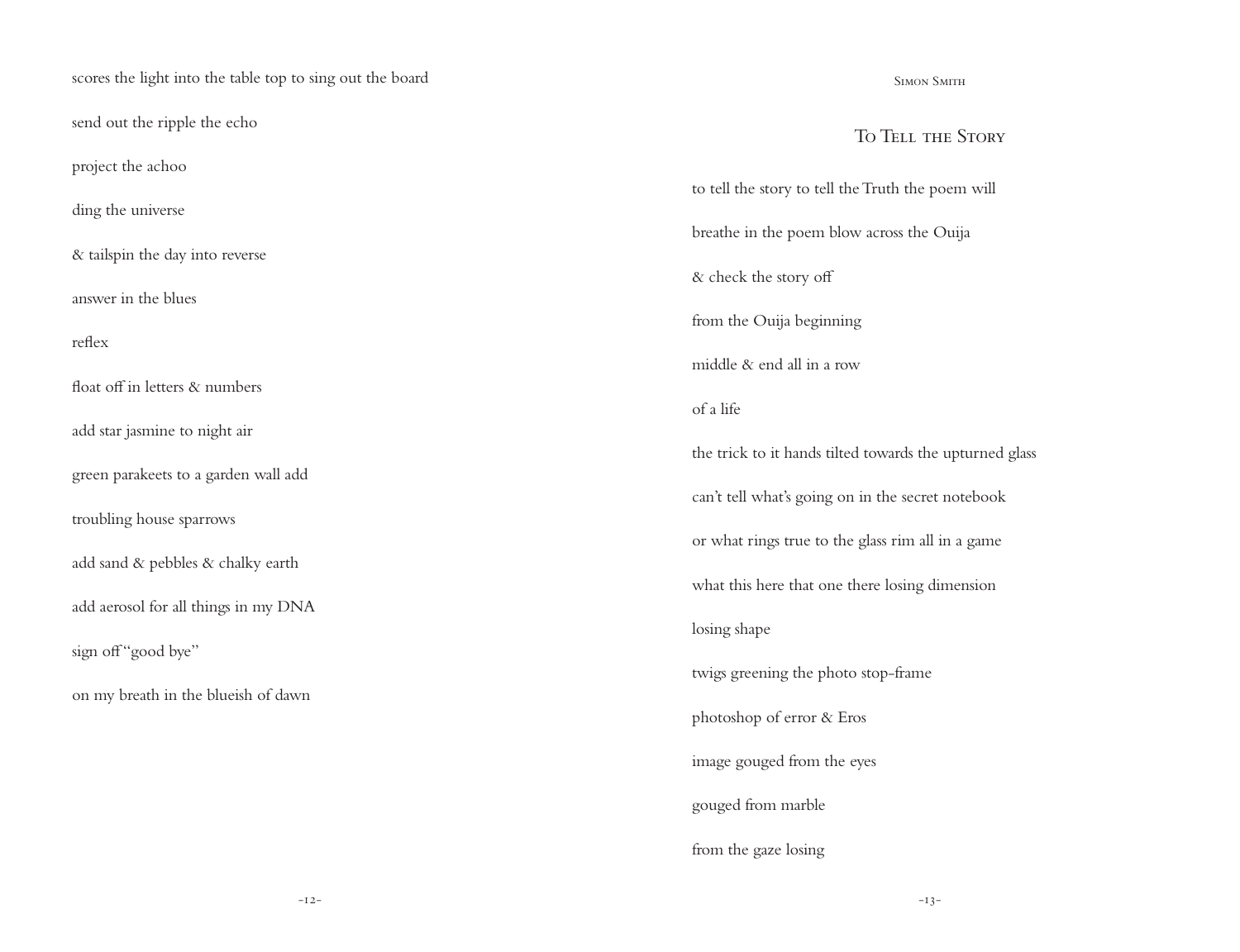scores the light into the table top to sing out the board

send out the ripple the echo

project the achoo

ding the universe

& tailspin the day into reverse

answer in the blues

reflex

float off in letters & numbers

add star jasmine to night air

green parakeets to a garden wall add

troubling house sparrows

add sand & pebbles & chalky earth

add aerosol for all things in my DNA

sign off "good bye"

on my breath in the blueish of dawn

Simon Smith

## To Tell the Story

to tell the story to tell the Truth the poem will

breathe in the poem blow across the Ouija

& check the story off

from the Ouija beginning

middle & end all in a row

of a life

the trick to it hands tilted towards the upturned glass

can't tell what's going on in the secret notebook

or what rings true to the glass rim all in a game

what this here that one there losing dimension

losing shape

twigs greening the photo stop-frame

photoshop of error & Eros

image gouged from the eyes

gouged from marble

from the gaze losing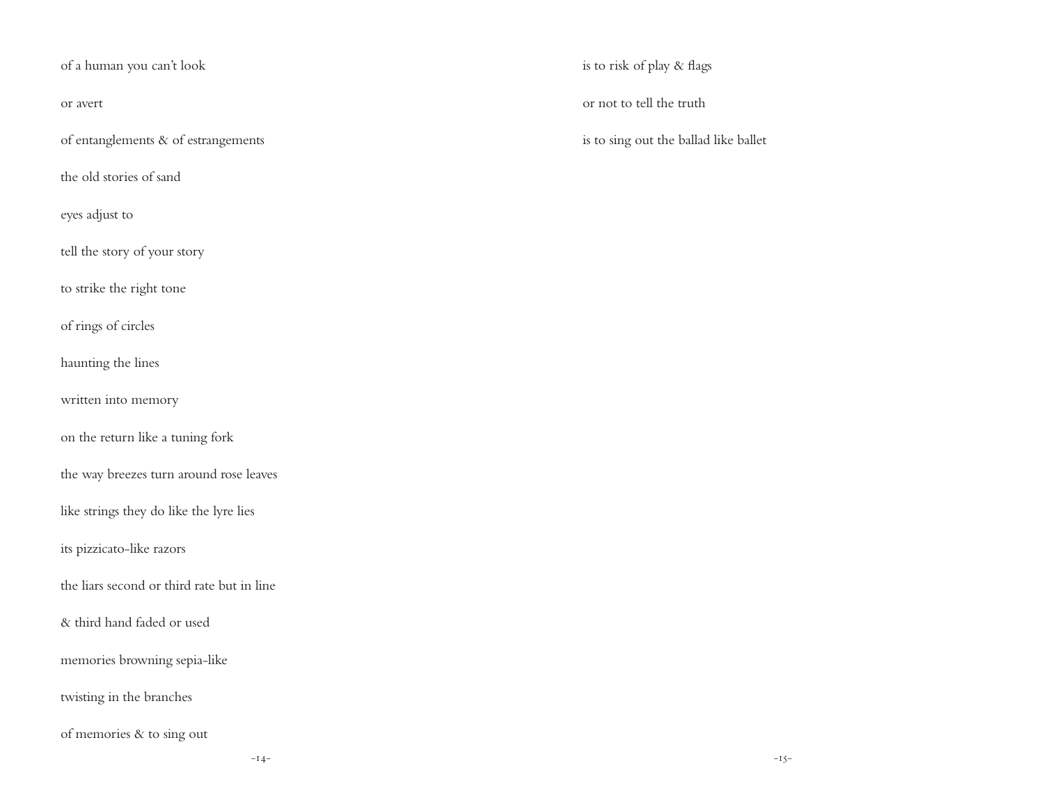of a human you can't look

or avert

of entanglements & of estrangements

the old stories of sand

eyes adjust to

tell the story of your story

to strike the right tone

of rings of circles

haunting the lines

written into memory

on the return like a tuning fork

the way breezes turn around rose leaves

like strings they do like the lyre lies

its pizzicato-like razors

the liars second or third rate but in line

& third hand faded or used

memories browning sepia-like

twisting in the branches

of memories & to sing out

is to risk of play & flags

or not to tell the truth

is to sing out the ballad like ballet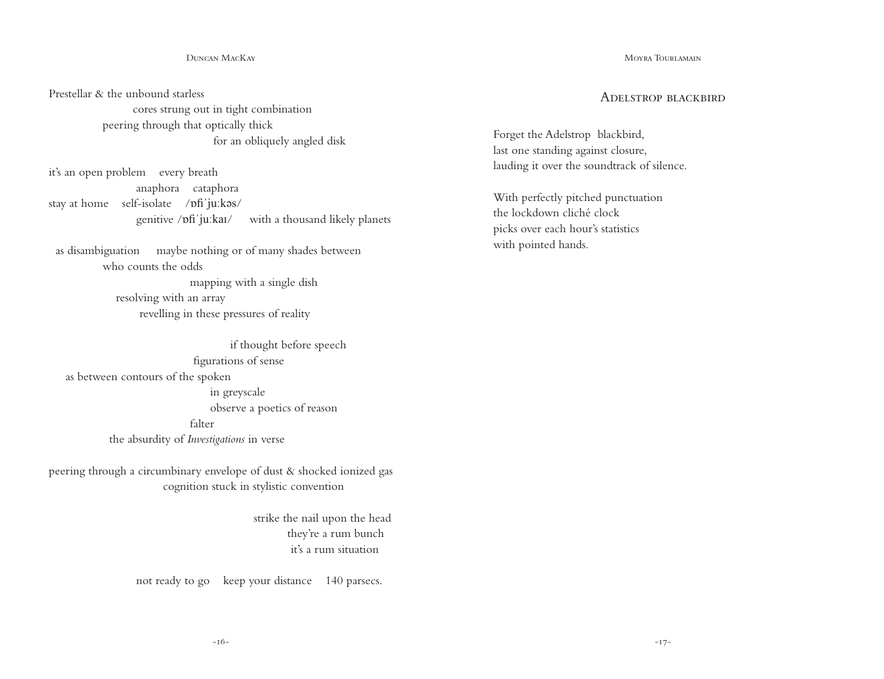Prestellar & the unbound starless
cores strung out in tight combination
peering through that optically thick
for an obliquely angled disk

it's an open problem    every breath
anaphora    cataphora
stay at home    self-isolate    /ɒfiˈjuːkəs/
genitive /ɒfiˈjuːkaɪ/    with a thousand likely planets

as disambiguation    maybe nothing or of many shades between
who counts the odds
mapping with a single dish
resolving with an array
revelling in these pressures of reality

if thought before speech
figurations of sense
as between contours of the spoken
in greyscale
observe a poetics of reason
falter
the absurdity of *Investigations* in verse

peering through a circumbinary envelope of dust & shocked ionized gas
cognition stuck in stylistic convention

strike the nail upon the head
they're a rum bunch
it's a rum situation

not ready to go    keep your distance    140 parsecs.

## Adelstrop blackbird

Forget the Adelstrop blackbird,
last one standing against closure,
lauding it over the soundtrack of silence.

With perfectly pitched punctuation
the lockdown cliché clock
picks over each hour's statistics
with pointed hands.